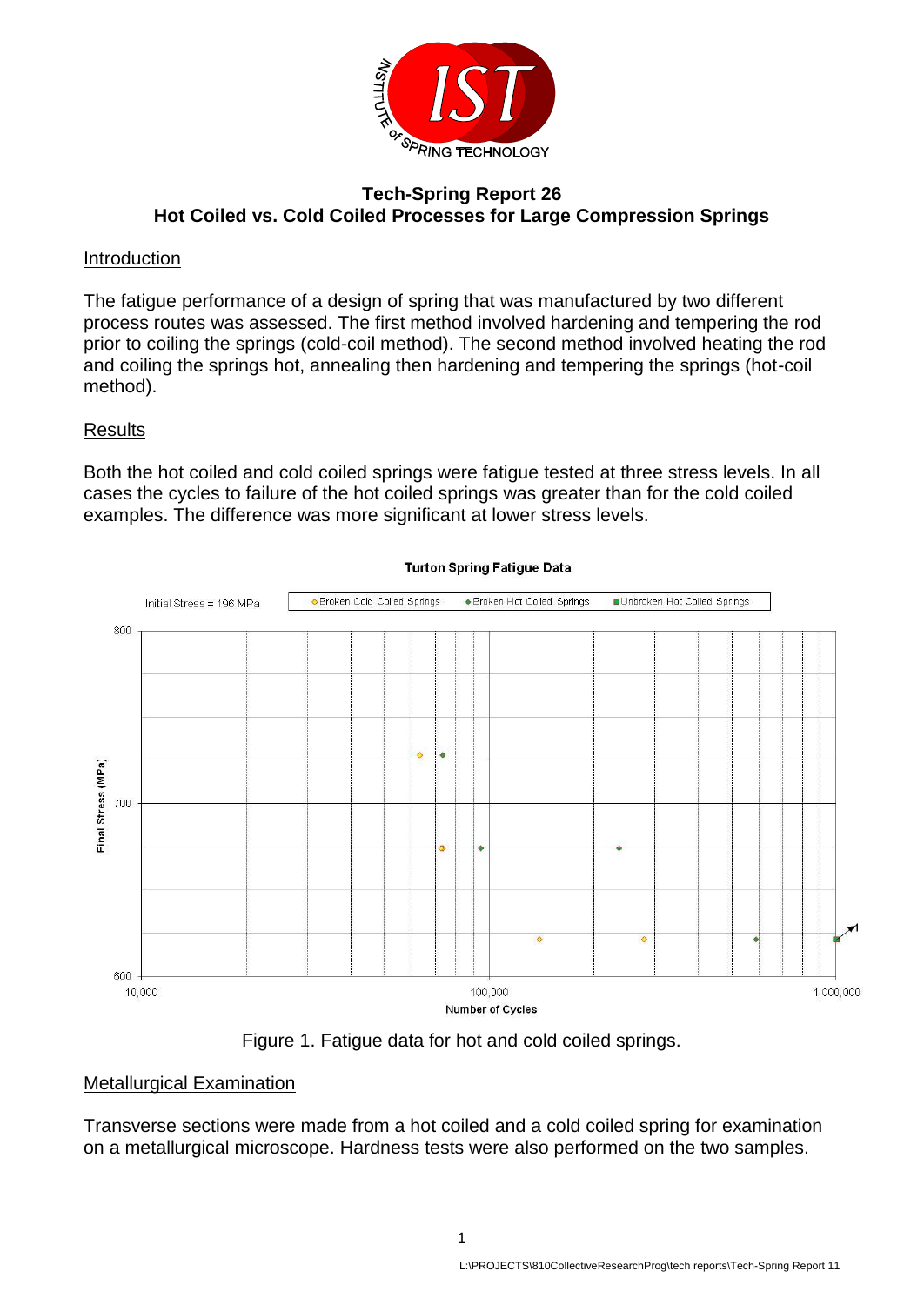# Tech-Spring Report 26
## Hot Coiled vs. Cold Coiled Processes for Large Compression Springs

### Introduction

The fatigue performance of a design of spring that was manufactured by two different process routes was assessed. The first method involved hardening and tempering the rod prior to coiling the springs (cold-coil method). The second method involved heating the rod and coiling the springs hot, annealing then hardening and tempering the springs (hot-coil method).

### Results

Both the hot coiled and cold coiled springs were fatigue tested at three stress levels. In all cases the cycles to failure of the hot coiled springs was greater than for the cold coiled examples. The difference was more significant at lower stress levels.

Figure 1. Fatigue data for hot and cold coiled springs.

### Metallurgical Examination

Transverse sections were made from a hot coiled and a cold coiled spring for examination on a metallurgical microscope. Hardness tests were also performed on the two samples.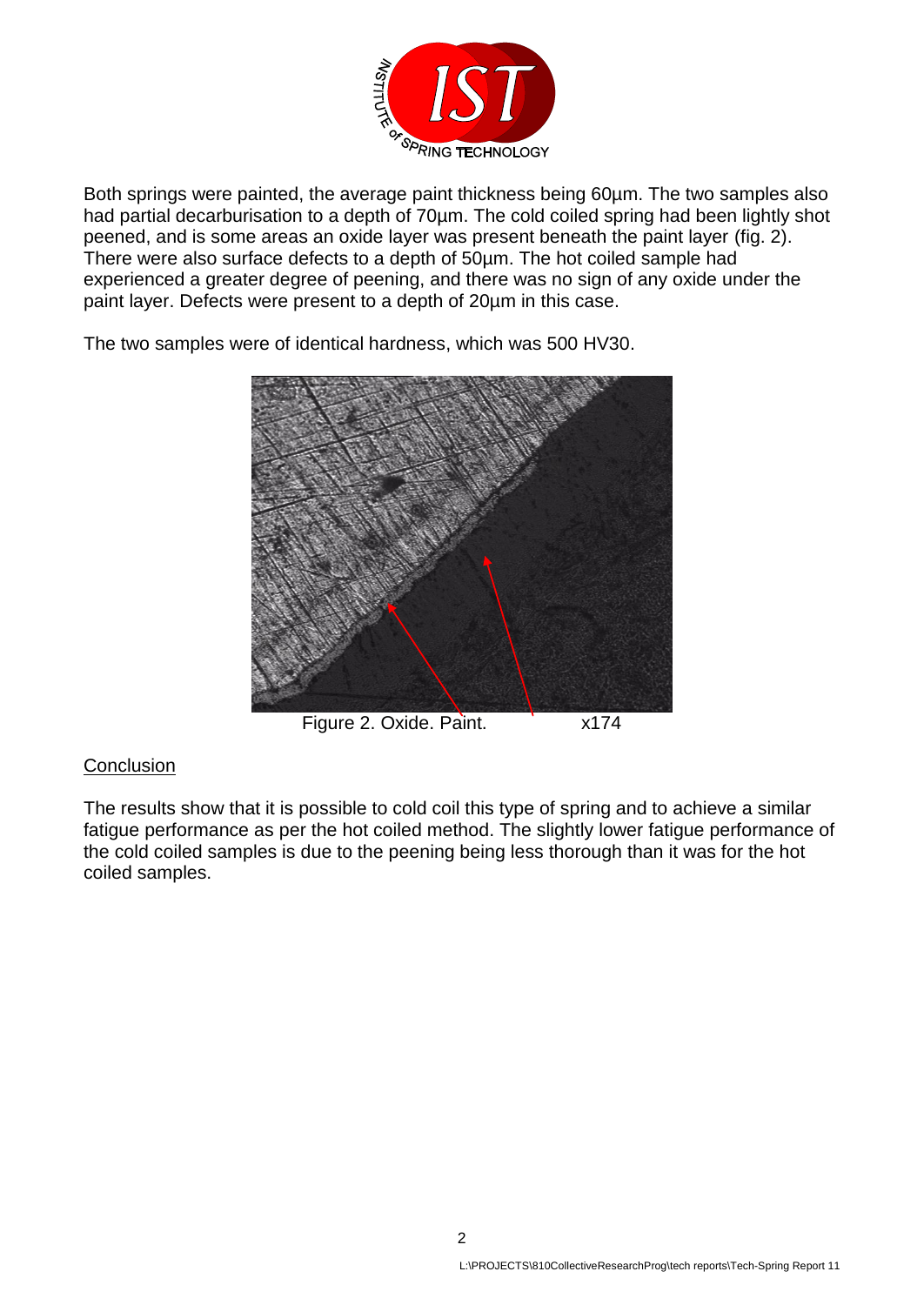Both springs were painted, the average paint thickness being 60µm. The two samples also had partial decarburisation to a depth of 70µm. The cold coiled spring had been lightly shot peened, and is some areas an oxide layer was present beneath the paint layer (fig. 2). There were also surface defects to a depth of 50µm. The hot coiled sample had experienced a greater degree of peening, and there was no sign of any oxide under the paint layer. Defects were present to a depth of 20µm in this case.

The two samples were of identical hardness, which was 500 HV30.

Figure 2. Oxide. Paint. x174

## Conclusion

The results show that it is possible to cold coil this type of spring and to achieve a similar fatigue performance as per the hot coiled method. The slightly lower fatigue performance of the cold coiled samples is due to the peening being less thorough than it was for the hot coiled samples.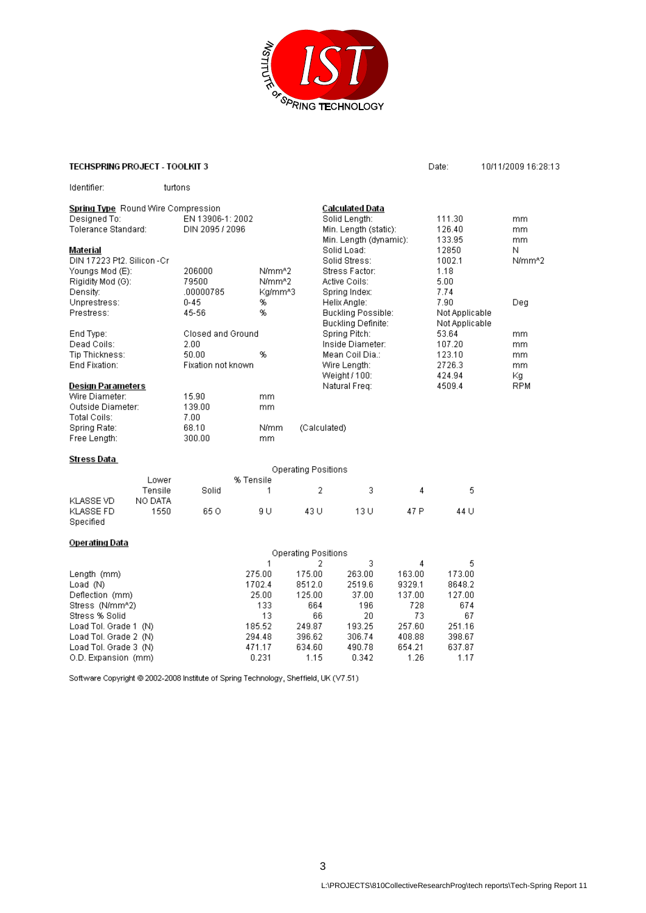INSTITUTE of SPRING TECHNOLOGY

**TECHSPRING PROJECT - TOOLKIT 3**

Date: 10/11/2009 16:28:13

Identifier: turtons

**Spring Type** Round Wire Compression

| | | |
|---|---|---|
| Designed To: | EN 13906-1: 2002 | |
| Tolerance Standard: | DIN 2095 / 2096 | |

**Material**

DIN 17223 Pt2. Silicon -Cr

| | | |
|---|---|---|
| Youngs Mod (E): | 206000 | N/mm^2 |
| Rigidity Mod (G): | 79500 | N/mm^2 |
| Density: | .00000785 | Kg/mm^3 |
| Unprestress: | 0-45 | % |
| Prestress: | 45-56 | % |
| End Type: | Closed and Ground | |
| Dead Coils: | 2.00 | |
| Tip Thickness: | 50.00 | % |
| End Fixation: | Fixation not known | |

**Design Parameters**

| | | | |
|---|---|---|---|
| Wire Diameter: | 15.90 | mm | |
| Outside Diameter: | 139.00 | mm | |
| Total Coils: | 7.00 | | |
| Spring Rate: | 68.10 | N/mm | (Calculated) |
| Free Length: | 300.00 | mm | |

**Calculated Data**

| | | |
|---|---|---|
| Solid Length: | 111.30 | mm |
| Min. Length (static): | 126.40 | mm |
| Min. Length (dynamic): | 133.95 | mm |
| Solid Load: | 12850 | N |
| Solid Stress: | 1002.1 | N/mm^2 |
| Stress Factor: | 1.18 | |
| Active Coils: | 5.00 | |
| Spring Index: | 7.74 | |
| Helix Angle: | 7.90 | Deg |
| Buckling Possible: | Not Applicable | |
| Buckling Definite: | Not Applicable | |
| Spring Pitch: | 53.64 | mm |
| Inside Diameter: | 107.20 | mm |
| Mean Coil Dia.: | 123.10 | mm |
| Wire Length: | 2726.3 | mm |
| Weight / 100: | 424.94 | Kg |
| Natural Freq: | 4509.4 | RPM |

**Stress Data**

| | Lower Tensile | Solid | % Tensile — Operating Positions 1 | 2 | 3 | 4 | 5 |
|---|---|---|---|---|---|---|---|
| KLASSE VD | NO DATA | | | | | | |
| KLASSE FD | 1550 | 65 O | 9 U | 43 U | 13 U | 47 P | 44 U |
| Specified | | | | | | | |

**Operating Data**

| | Operating Positions 1 | 2 | 3 | 4 | 5 |
|---|---|---|---|---|---|
| Length (mm) | 275.00 | 175.00 | 263.00 | 163.00 | 173.00 |
| Load (N) | 1702.4 | 8512.0 | 2519.6 | 9329.1 | 8648.2 |
| Deflection (mm) | 25.00 | 125.00 | 37.00 | 137.00 | 127.00 |
| Stress (N/mm^2) | 133 | 664 | 196 | 728 | 674 |
| Stress % Solid | 13 | 66 | 20 | 73 | 67 |
| Load Tol. Grade 1 (N) | 185.52 | 249.87 | 193.25 | 257.60 | 251.16 |
| Load Tol. Grade 2 (N) | 294.48 | 396.62 | 306.74 | 408.88 | 398.67 |
| Load Tol. Grade 3 (N) | 471.17 | 634.60 | 490.78 | 654.21 | 637.87 |
| O.D. Expansion (mm) | 0.231 | 1.15 | 0.342 | 1.26 | 1.17 |

Software Copyright © 2002-2008 Institute of Spring Technology, Sheffield, UK (V7.51)

L:\PROJECTS\810CollectiveResearchProg\tech reports\Tech-Spring Report 11